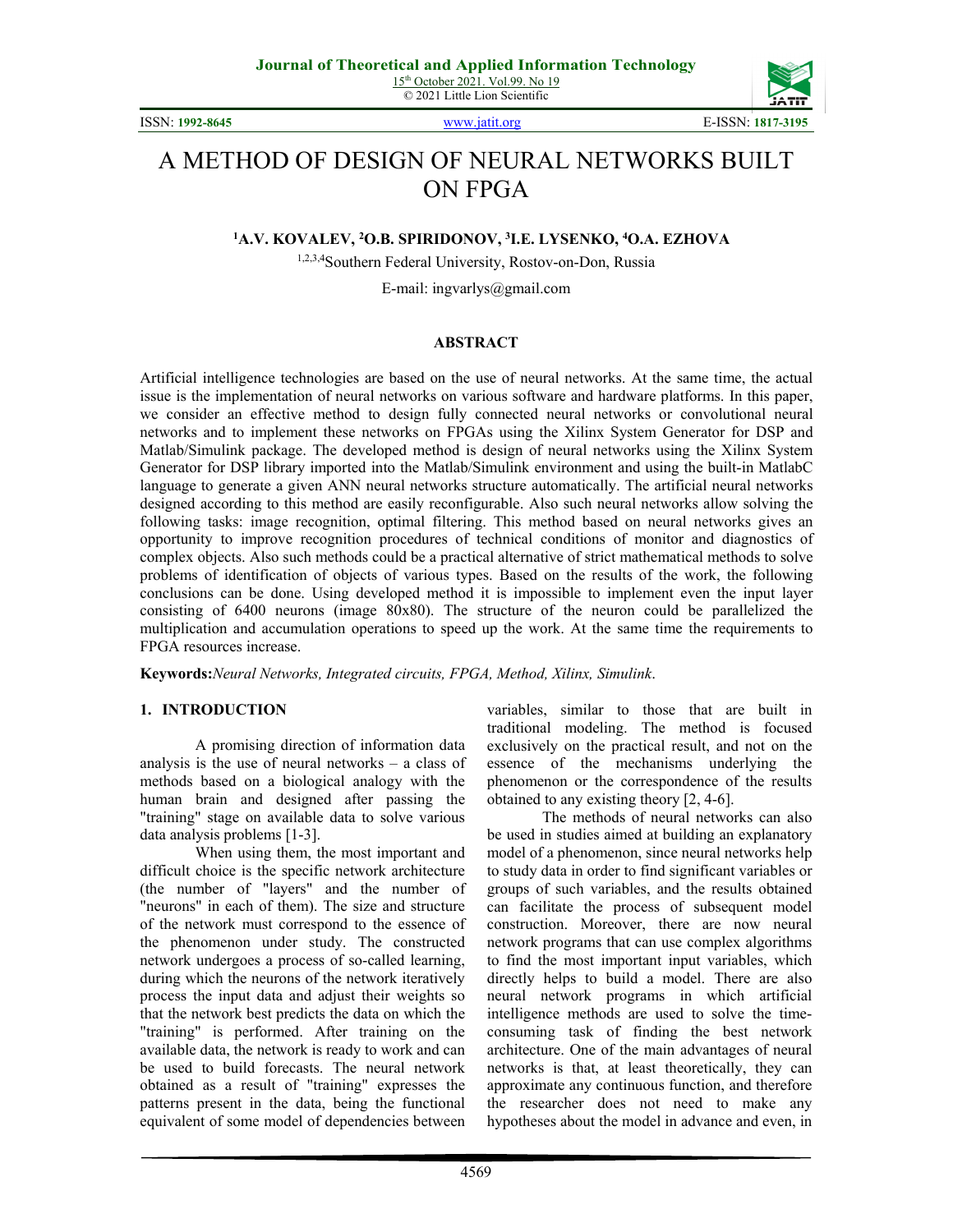# A METHOD OF DESIGN OF NEURAL NETWORKS BUILT ON FPGA

**[1]A.V. KOVALEV, [2]O.B. SPIRIDONOV, [3]I.E. LYSENKO, [4]O.A. EZHOVA**

[1,2,3,4]Southern Federal University, Rostov-on-Don, Russia

E-mail: ingvarlys@gmail.com

## ABSTRACT

Artificial intelligence technologies are based on the use of neural networks. At the same time, the actual issue is the implementation of neural networks on various software and hardware platforms. In this paper, we consider an effective method to design fully connected neural networks or convolutional neural networks and to implement these networks on FPGAs using the Xilinx System Generator for DSP and Matlab/Simulink package. The developed method is design of neural networks using the Xilinx System Generator for DSP library imported into the Matlab/Simulink environment and using the built-in MatlabC language to generate a given ANN neural networks structure automatically. The artificial neural networks designed according to this method are easily reconfigurable. Also such neural networks allow solving the following tasks: image recognition, optimal filtering. This method based on neural networks gives an opportunity to improve recognition procedures of technical conditions of monitor and diagnostics of complex objects. Also such methods could be a practical alternative of strict mathematical methods to solve problems of identification of objects of various types. Based on the results of the work, the following conclusions can be done. Using developed method it is impossible to implement even the input layer consisting of 6400 neurons (image 80x80). The structure of the neuron could be parallelized the multiplication and accumulation operations to speed up the work. At the same time the requirements to FPGA resources increase.

**Keywords:** *Neural Networks, Integrated circuits, FPGA, Method, Xilinx, Simulink.*

## 1. INTRODUCTION

A promising direction of information data analysis is the use of neural networks – a class of methods based on a biological analogy with the human brain and designed after passing the "training" stage on available data to solve various data analysis problems [1-3].

When using them, the most important and difficult choice is the specific network architecture (the number of "layers" and the number of "neurons" in each of them). The size and structure of the network must correspond to the essence of the phenomenon under study. The constructed network undergoes a process of so-called learning, during which the neurons of the network iteratively process the input data and adjust their weights so that the network best predicts the data on which the "training" is performed. After training on the available data, the network is ready to work and can be used to build forecasts. The neural network obtained as a result of "training" expresses the patterns present in the data, being the functional equivalent of some model of dependencies between variables, similar to those that are built in traditional modeling. The method is focused exclusively on the practical result, and not on the essence of the mechanisms underlying the phenomenon or the correspondence of the results obtained to any existing theory [2, 4-6].

The methods of neural networks can also be used in studies aimed at building an explanatory model of a phenomenon, since neural networks help to study data in order to find significant variables or groups of such variables, and the results obtained can facilitate the process of subsequent model construction. Moreover, there are now neural network programs that can use complex algorithms to find the most important input variables, which directly helps to build a model. There are also neural network programs in which artificial intelligence methods are used to solve the time-consuming task of finding the best network architecture. One of the main advantages of neural networks is that, at least theoretically, they can approximate any continuous function, and therefore the researcher does not need to make any hypotheses about the model in advance and even, in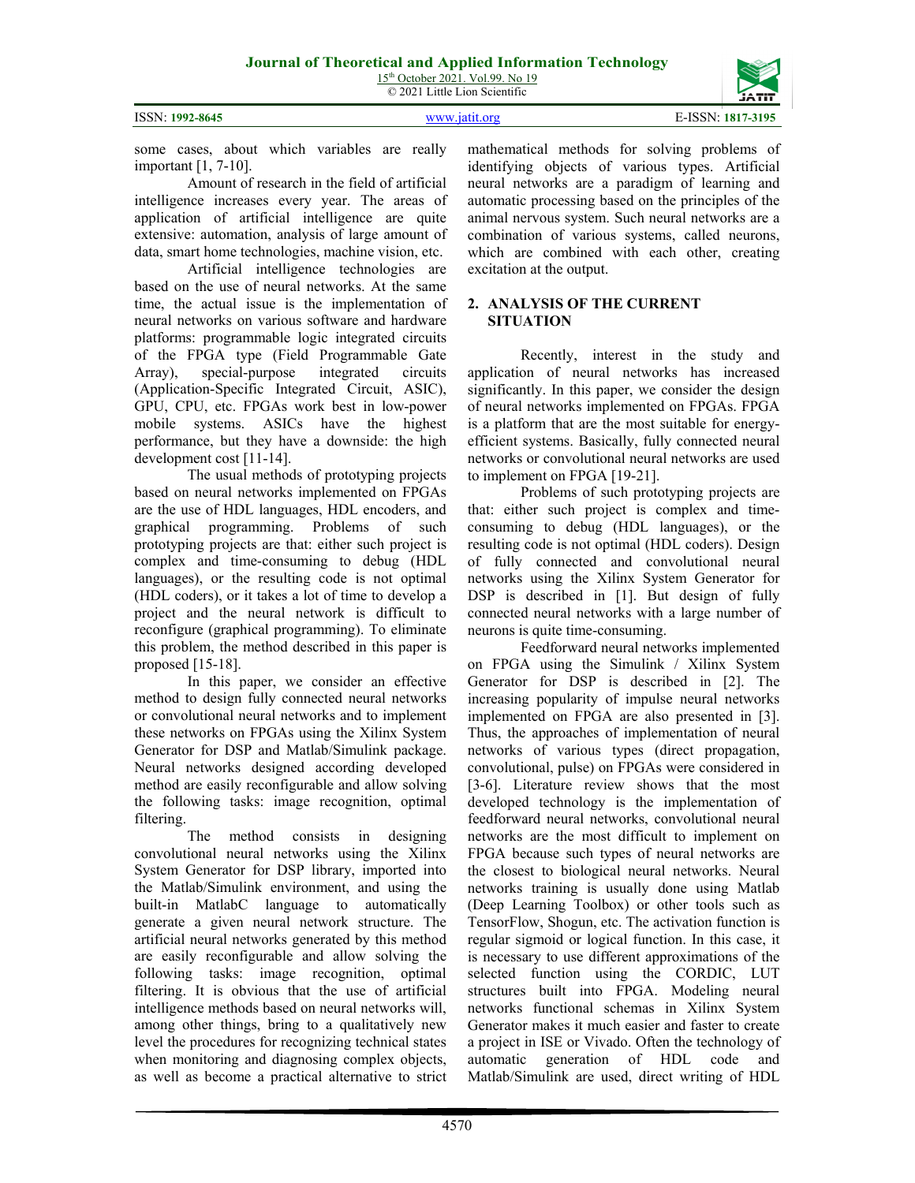some cases, about which variables are really important [1, 7-10].

Amount of research in the field of artificial intelligence increases every year. The areas of application of artificial intelligence are quite extensive: automation, analysis of large amount of data, smart home technologies, machine vision, etc.

Artificial intelligence technologies are based on the use of neural networks. At the same time, the actual issue is the implementation of neural networks on various software and hardware platforms: programmable logic integrated circuits of the FPGA type (Field Programmable Gate Array), special-purpose integrated circuits (Application-Specific Integrated Circuit, ASIC), GPU, CPU, etc. FPGAs work best in low-power mobile systems. ASICs have the highest performance, but they have a downside: the high development cost [11-14].

The usual methods of prototyping projects based on neural networks implemented on FPGAs are the use of HDL languages, HDL encoders, and graphical programming. Problems of such prototyping projects are that: either such project is complex and time-consuming to debug (HDL languages), or the resulting code is not optimal (HDL coders), or it takes a lot of time to develop a project and the neural network is difficult to reconfigure (graphical programming). To eliminate this problem, the method described in this paper is proposed [15-18].

In this paper, we consider an effective method to design fully connected neural networks or convolutional neural networks and to implement these networks on FPGAs using the Xilinx System Generator for DSP and Matlab/Simulink package. Neural networks designed according developed method are easily reconfigurable and allow solving the following tasks: image recognition, optimal filtering.

The method consists in designing convolutional neural networks using the Xilinx System Generator for DSP library, imported into the Matlab/Simulink environment, and using the built-in MatlabC language to automatically generate a given neural network structure. The artificial neural networks generated by this method are easily reconfigurable and allow solving the following tasks: image recognition, optimal filtering. It is obvious that the use of artificial intelligence methods based on neural networks will, among other things, bring to a qualitatively new level the procedures for recognizing technical states when monitoring and diagnosing complex objects, as well as become a practical alternative to strict mathematical methods for solving problems of identifying objects of various types. Artificial neural networks are a paradigm of learning and automatic processing based on the principles of the animal nervous system. Such neural networks are a combination of various systems, called neurons, which are combined with each other, creating excitation at the output.

## 2. ANALYSIS OF THE CURRENT SITUATION

Recently, interest in the study and application of neural networks has increased significantly. In this paper, we consider the design of neural networks implemented on FPGAs. FPGA is a platform that are the most suitable for energy-efficient systems. Basically, fully connected neural networks or convolutional neural networks are used to implement on FPGA [19-21].

Problems of such prototyping projects are that: either such project is complex and time-consuming to debug (HDL languages), or the resulting code is not optimal (HDL coders). Design of fully connected and convolutional neural networks using the Xilinx System Generator for DSP is described in [1]. But design of fully connected neural networks with a large number of neurons is quite time-consuming.

Feedforward neural networks implemented on FPGA using the Simulink / Xilinx System Generator for DSP is described in [2]. The increasing popularity of impulse neural networks implemented on FPGA are also presented in [3]. Thus, the approaches of implementation of neural networks of various types (direct propagation, convolutional, pulse) on FPGAs were considered in [3-6]. Literature review shows that the most developed technology is the implementation of feedforward neural networks, convolutional neural networks are the most difficult to implement on FPGA because such types of neural networks are the closest to biological neural networks. Neural networks training is usually done using Matlab (Deep Learning Toolbox) or other tools such as TensorFlow, Shogun, etc. The activation function is regular sigmoid or logical function. In this case, it is necessary to use different approximations of the selected function using the CORDIC, LUT structures built into FPGA. Modeling neural networks functional schemas in Xilinx System Generator makes it much easier and faster to create a project in ISE or Vivado. Often the technology of automatic generation of HDL code and Matlab/Simulink are used, direct writing of HDL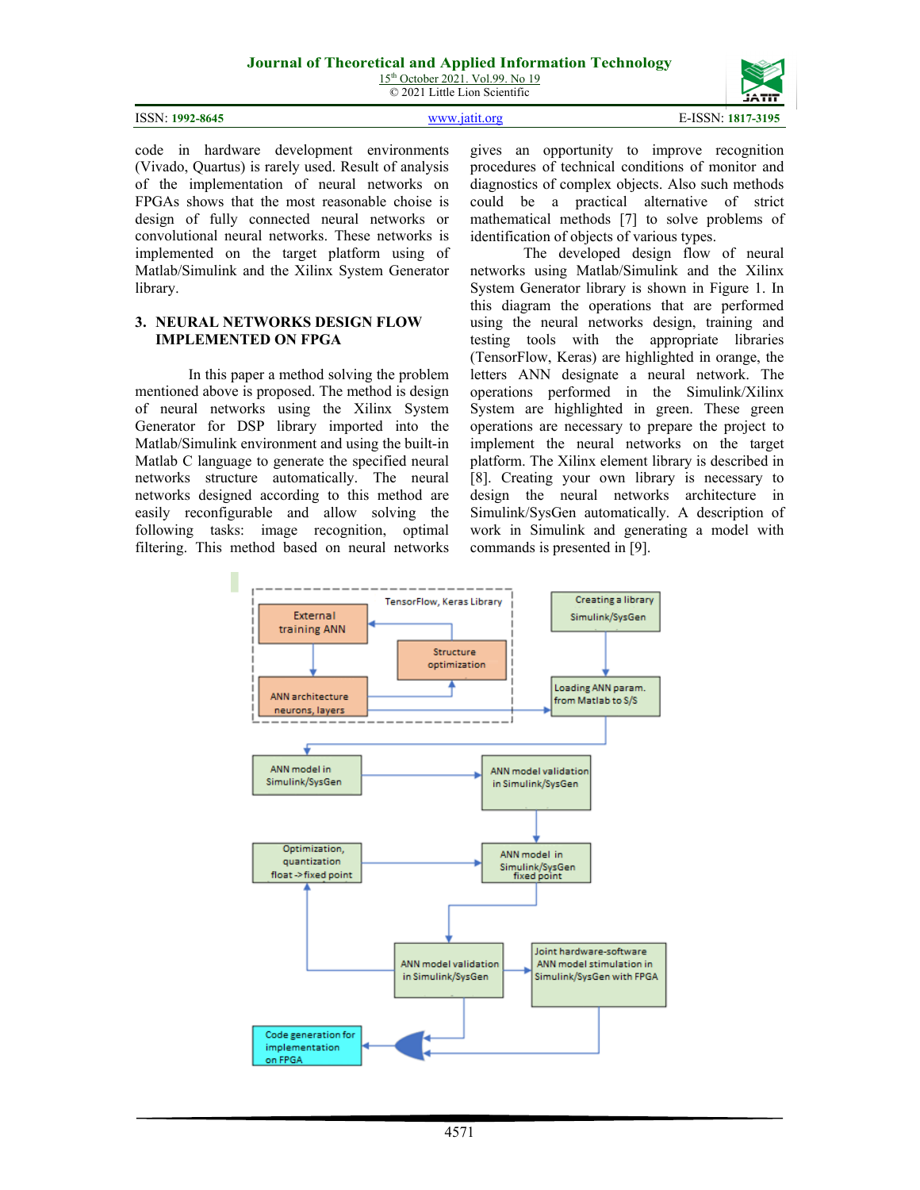code in hardware development environments (Vivado, Quartus) is rarely used. Result of analysis of the implementation of neural networks on FPGAs shows that the most reasonable choise is design of fully connected neural networks or convolutional neural networks. These networks is implemented on the target platform using of Matlab/Simulink and the Xilinx System Generator library.

## 3. NEURAL NETWORKS DESIGN FLOW IMPLEMENTED ON FPGA

In this paper a method solving the problem mentioned above is proposed. The method is design of neural networks using the Xilinx System Generator for DSP library imported into the Matlab/Simulink environment and using the built-in Matlab C language to generate the specified neural networks structure automatically. The neural networks designed according to this method are easily reconfigurable and allow solving the following tasks: image recognition, optimal filtering. This method based on neural networks gives an opportunity to improve recognition procedures of technical conditions of monitor and diagnostics of complex objects. Also such methods could be a practical alternative of strict mathematical methods [7] to solve problems of identification of objects of various types.

The developed design flow of neural networks using Matlab/Simulink and the Xilinx System Generator library is shown in Figure 1. In this diagram the operations that are performed using the neural networks design, training and testing tools with the appropriate libraries (TensorFlow, Keras) are highlighted in orange, the letters ANN designate a neural network. The operations performed in the Simulink/Xilinx System are highlighted in green. These green operations are necessary to prepare the project to implement the neural networks on the target platform. The Xilinx element library is described in [8]. Creating your own library is necessary to design the neural networks architecture in Simulink/SysGen automatically. A description of work in Simulink and generating a model with commands is presented in [9].

TensorFlow, Keras Library

External training ANN

Structure optimization

ANN architecture neurons, layers

Creating a library Simulink/SysGen

Loading ANN param. from Matlab to S/S

ANN model in Simulink/SysGen

ANN model validation in Simulink/SysGen

Optimization, quantization float ->fixed point

ANN model in Simulink/SysGen fixed point

ANN model validation in Simulink/SysGen

Joint hardware-software ANN model stimulation in Simulink/SysGen with FPGA

Code generation for implementation on FPGA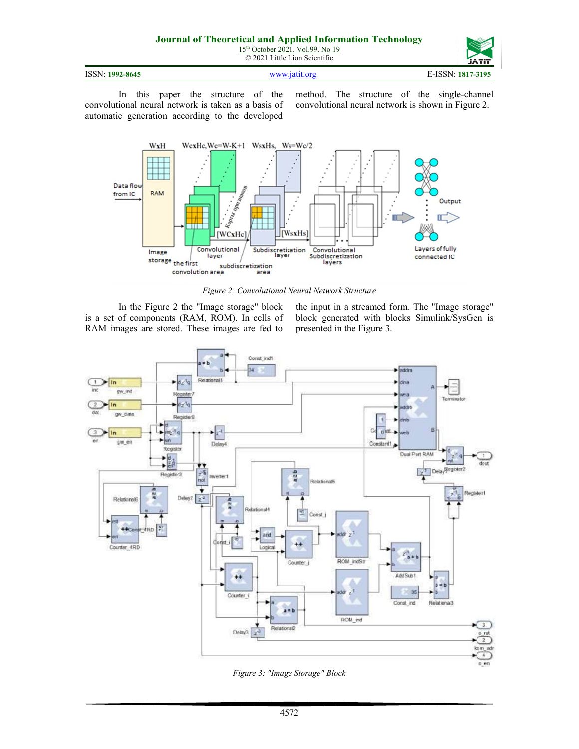In this paper the structure of the convolutional neural network is taken as a basis of automatic generation according to the developed method. The structure of the single-channel convolutional neural network is shown in Figure 2.

*Figure 2: Convolutional Neural Network Structure*

In the Figure 2 the "Image storage" block is a set of components (RAM, ROM). In cells of RAM images are stored. These images are fed to the input in a streamed form. The "Image storage" block generated with blocks Simulink/SysGen is presented in the Figure 3.

*Figure 3: "Image Storage" Block*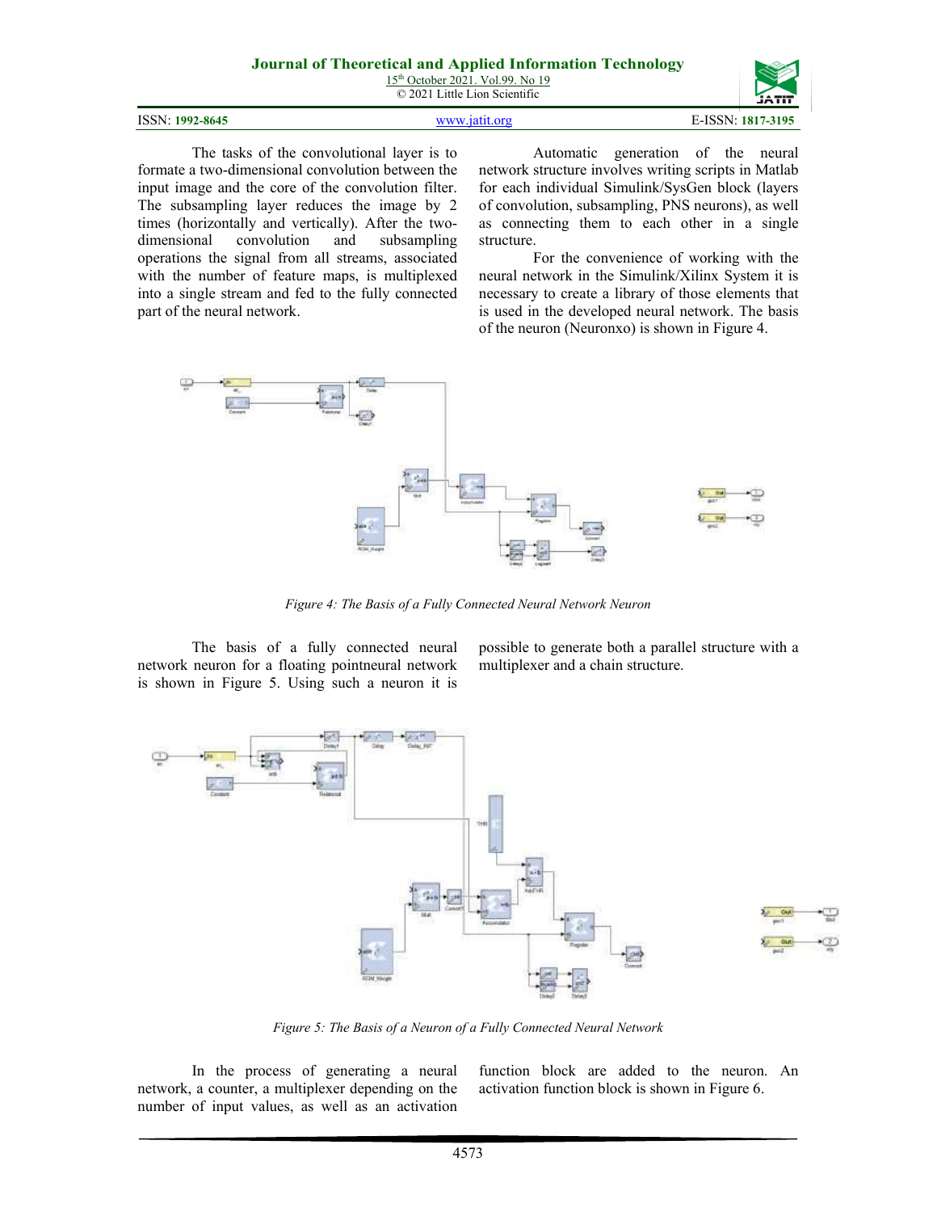The tasks of the convolutional layer is to formate a two-dimensional convolution between the input image and the core of the convolution filter. The subsampling layer reduces the image by 2 times (horizontally and vertically). After the two-dimensional convolution and subsampling operations the signal from all streams, associated with the number of feature maps, is multiplexed into a single stream and fed to the fully connected part of the neural network.

Automatic generation of the neural network structure involves writing scripts in Matlab for each individual Simulink/SysGen block (layers of convolution, subsampling, PNS neurons), as well as connecting them to each other in a single structure.

For the convenience of working with the neural network in the Simulink/Xilinx System it is necessary to create a library of those elements that is used in the developed neural network. The basis of the neuron (Neuronxo) is shown in Figure 4.

*Figure 4: The Basis of a Fully Connected Neural Network Neuron*

The basis of a fully connected neural network neuron for a floating pointneural network is shown in Figure 5. Using such a neuron it is possible to generate both a parallel structure with a multiplexer and a chain structure.

*Figure 5: The Basis of a Neuron of a Fully Connected Neural Network*

In the process of generating a neural network, a counter, a multiplexer depending on the number of input values, as well as an activation function block are added to the neuron. An activation function block is shown in Figure 6.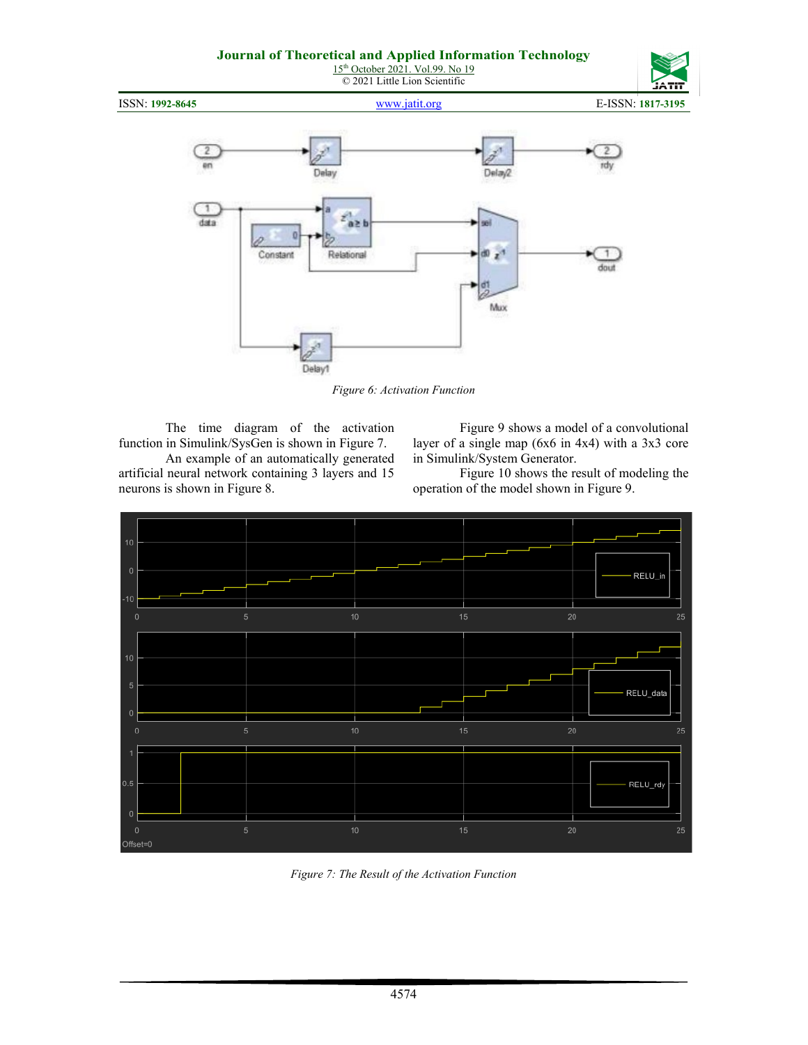Figure 6: Activation Function

The time diagram of the activation function in Simulink/SysGen is shown in Figure 7.

An example of an automatically generated artificial neural network containing 3 layers and 15 neurons is shown in Figure 8.

Figure 9 shows a model of a convolutional layer of a single map (6x6 in 4x4) with a 3x3 core in Simulink/System Generator.

Figure 10 shows the result of modeling the operation of the model shown in Figure 9.

Figure 7: The Result of the Activation Function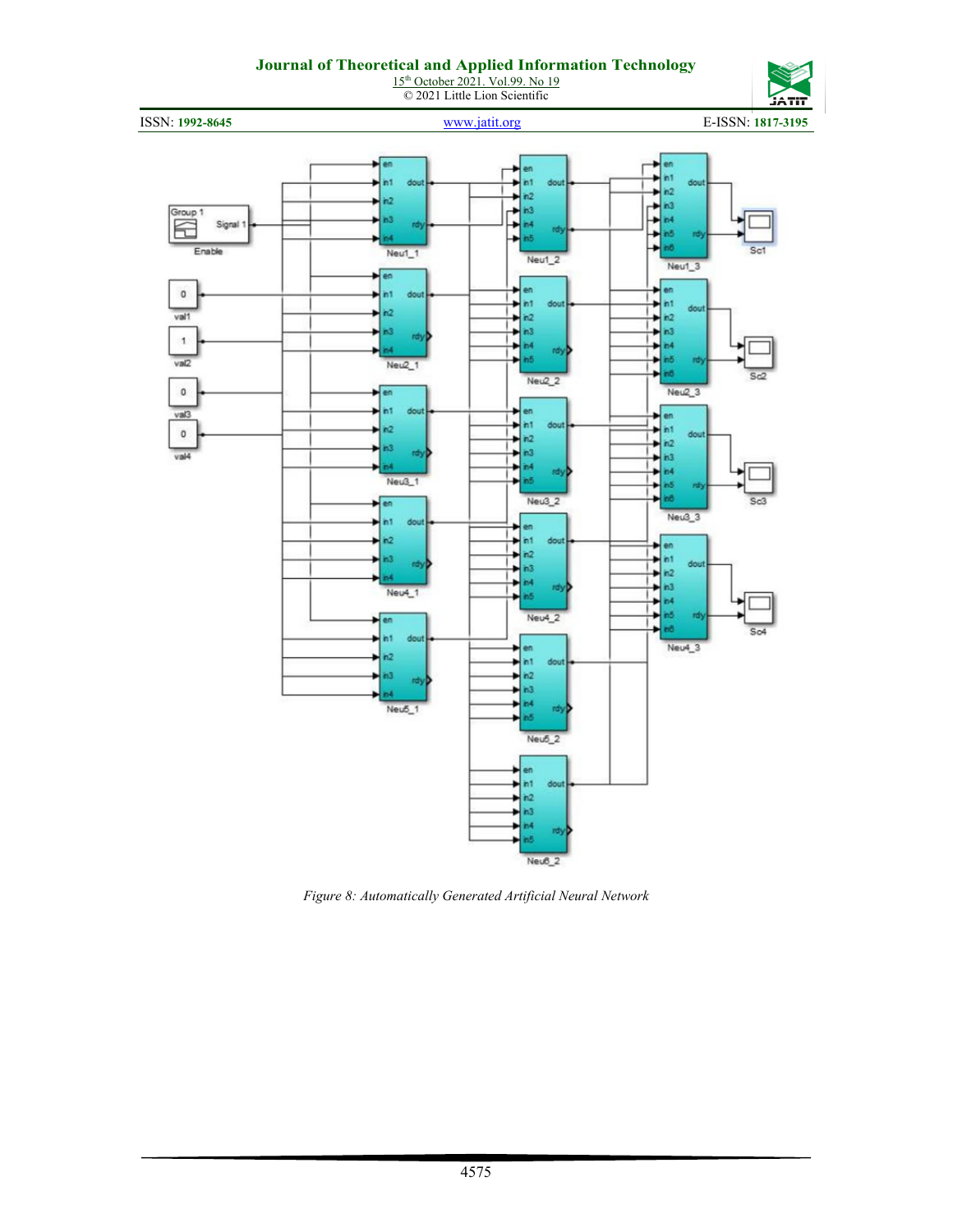*Figure 8: Automatically Generated Artificial Neural Network*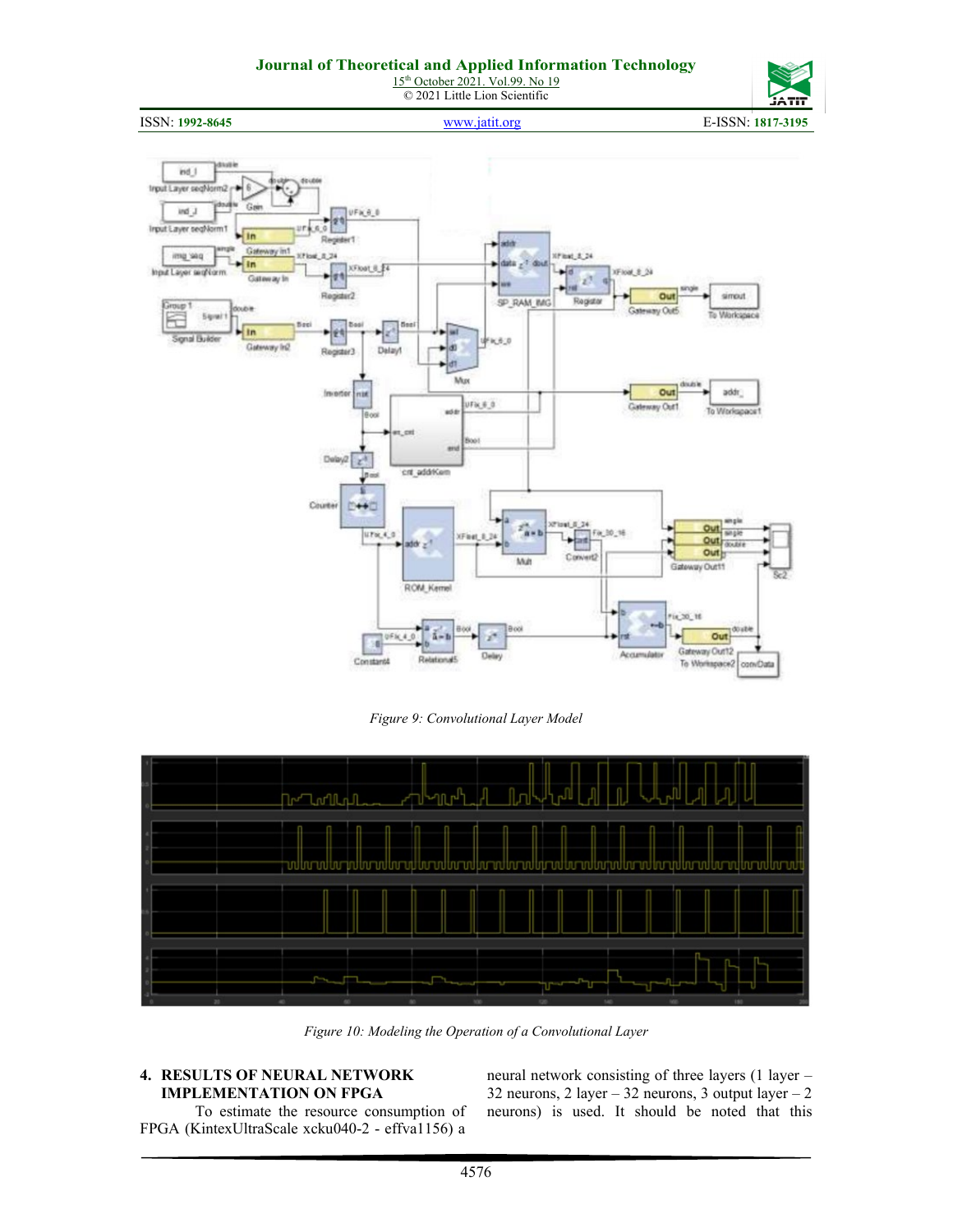Figure 9: Convolutional Layer Model

Figure 10: Modeling the Operation of a Convolutional Layer

## 4. RESULTS OF NEURAL NETWORK IMPLEMENTATION ON FPGA

To estimate the resource consumption of FPGA (KintexUltraScale xcku040-2 - effva1156) a neural network consisting of three layers (1 layer – 32 neurons, 2 layer – 32 neurons, 3 output layer – 2 neurons) is used. It should be noted that this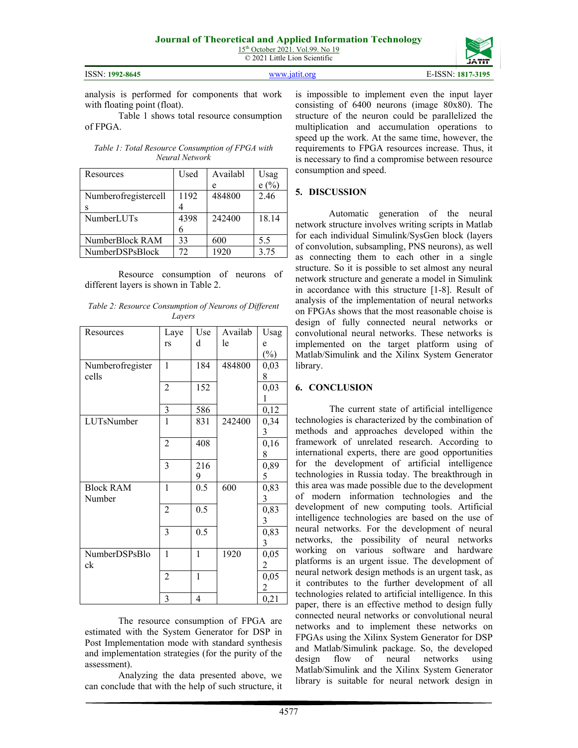analysis is performed for components that work with floating point (float).

Table 1 shows total resource consumption of FPGA.

*Table 1: Total Resource Consumption of FPGA with Neural Network*

| Resources | Used | Available | Usage (%) |
|---|---|---|---|
| Numberofregistercells | 11924 | 484800 | 2.46 |
| NumberLUTs | 43986 | 242400 | 18.14 |
| NumberBlock RAM | 33 | 600 | 5.5 |
| NumberDSPsBlock | 72 | 1920 | 3.75 |

Resource consumption of neurons of different layers is shown in Table 2.

*Table 2: Resource Consumption of Neurons of Different Layers*

| Resources | Layers | Used | Available | Usage (%) |
|---|---|---|---|---|
| Numberofregister cells | 1 | 184 | 484800 | 0,038 |
| | 2 | 152 | | 0,031 |
| | 3 | 586 | | 0,12 |
| LUTsNumber | 1 | 831 | 242400 | 0,343 |
| | 2 | 408 | | 0,168 |
| | 3 | 2169 | | 0,895 |
| Block RAM Number | 1 | 0.5 | 600 | 0,833 |
| | 2 | 0.5 | | 0,833 |
| | 3 | 0.5 | | 0,833 |
| NumberDSPsBlock | 1 | 1 | 1920 | 0,052 |
| | 2 | 1 | | 0,052 |
| | 3 | 4 | | 0,21 |

The resource consumption of FPGA are estimated with the System Generator for DSP in Post Implementation mode with standard synthesis and implementation strategies (for the purity of the assessment).

Analyzing the data presented above, we can conclude that with the help of such structure, it is impossible to implement even the input layer consisting of 6400 neurons (image 80x80). The structure of the neuron could be parallelized the multiplication and accumulation operations to speed up the work. At the same time, however, the requirements to FPGA resources increase. Thus, it is necessary to find a compromise between resource consumption and speed.

## 5. DISCUSSION

Automatic generation of the neural network structure involves writing scripts in Matlab for each individual Simulink/SysGen block (layers of convolution, subsampling, PNS neurons), as well as connecting them to each other in a single structure. So it is possible to set almost any neural network structure and generate a model in Simulink in accordance with this structure [1-8]. Result of analysis of the implementation of neural networks on FPGAs shows that the most reasonable choise is design of fully connected neural networks or convolutional neural networks. These networks is implemented on the target platform using of Matlab/Simulink and the Xilinx System Generator library.

## 6. CONCLUSION

The current state of artificial intelligence technologies is characterized by the combination of methods and approaches developed within the framework of unrelated research. According to international experts, there are good opportunities for the development of artificial intelligence technologies in Russia today. The breakthrough in this area was made possible due to the development of modern information technologies and the development of new computing tools. Artificial intelligence technologies are based on the use of neural networks. For the development of neural networks, the possibility of neural networks working on various software and hardware platforms is an urgent issue. The development of neural network design methods is an urgent task, as it contributes to the further development of all technologies related to artificial intelligence. In this paper, there is an effective method to design fully connected neural networks or convolutional neural networks and to implement these networks on FPGAs using the Xilinx System Generator for DSP and Matlab/Simulink package. So, the developed design flow of neural networks using Matlab/Simulink and the Xilinx System Generator library is suitable for neural network design in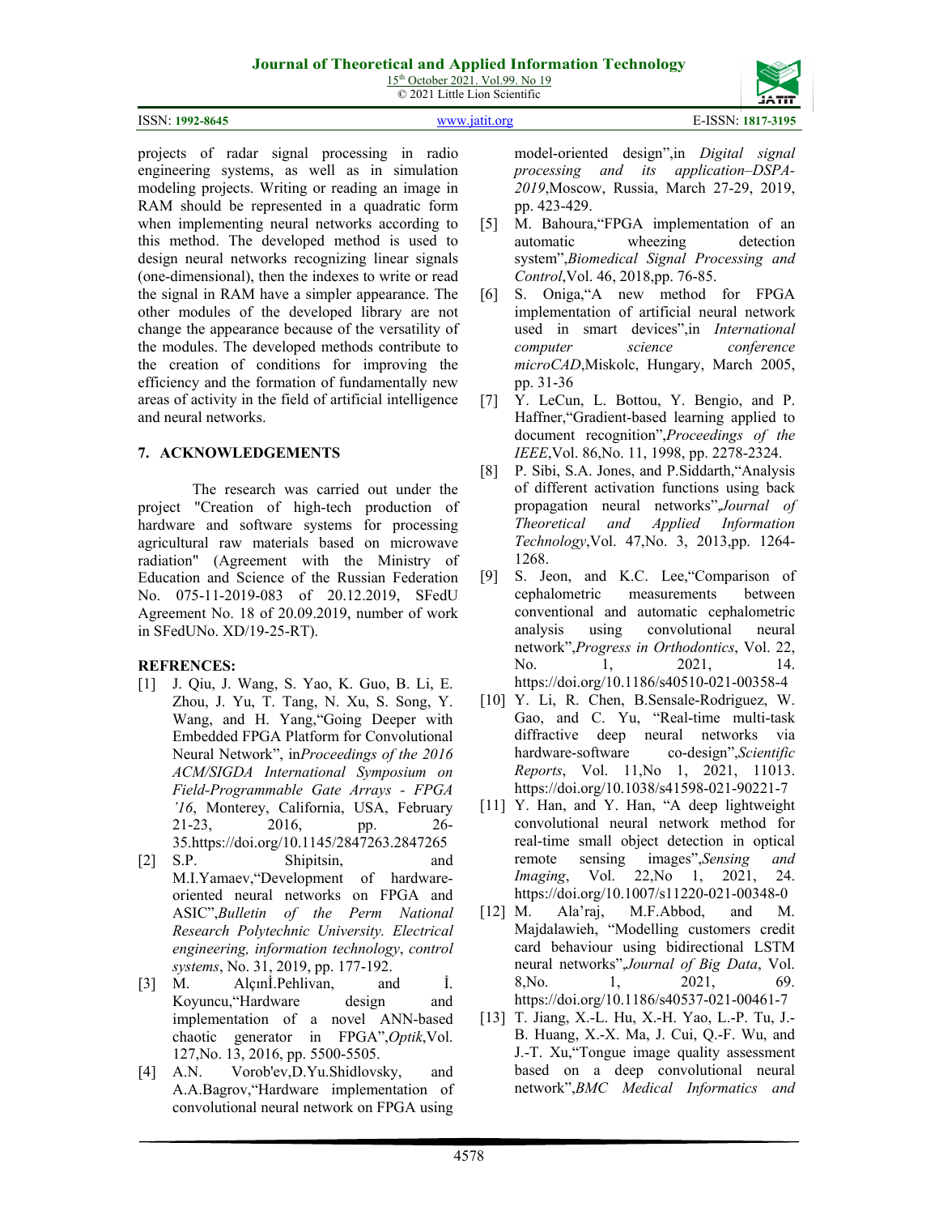projects of radar signal processing in radio engineering systems, as well as in simulation modeling projects. Writing or reading an image in RAM should be represented in a quadratic form when implementing neural networks according to this method. The developed method is used to design neural networks recognizing linear signals (one-dimensional), then the indexes to write or read the signal in RAM have a simpler appearance. The other modules of the developed library are not change the appearance because of the versatility of the modules. The developed methods contribute to the creation of conditions for improving the efficiency and the formation of fundamentally new areas of activity in the field of artificial intelligence and neural networks.

## 7. ACKNOWLEDGEMENTS

The research was carried out under the project "Creation of high-tech production of hardware and software systems for processing agricultural raw materials based on microwave radiation" (Agreement with the Ministry of Education and Science of the Russian Federation No. 075-11-2019-083 of 20.12.2019, SFedU Agreement No. 18 of 20.09.2019, number of work in SFedUNo. XD/19-25-RT).

## REFRENCES:

[1] J. Qiu, J. Wang, S. Yao, K. Guo, B. Li, E. Zhou, J. Yu, T. Tang, N. Xu, S. Song, Y. Wang, and H. Yang,"Going Deeper with Embedded FPGA Platform for Convolutional Neural Network", in*Proceedings of the 2016 ACM/SIGDA International Symposium on Field-Programmable Gate Arrays - FPGA '16*, Monterey, California, USA, February 21-23, 2016, pp. 26-35.https://doi.org/10.1145/2847263.2847265

[2] S.P. Shipitsin, and M.I.Yamaev,"Development of hardware-oriented neural networks on FPGA and ASIC",*Bulletin of the Perm National Research Polytechnic University. Electrical engineering, information technology, control systems*, No. 31, 2019, pp. 177-192.

[3] M. Alçınİ.Pehlivan, and İ. Koyuncu,"Hardware design and implementation of a novel ANN-based chaotic generator in FPGA",*Optik*,Vol. 127,No. 13, 2016, pp. 5500-5505.

[4] A.N. Vorob'ev,D.Yu.Shidlovsky, and A.A.Bagrov,"Hardware implementation of convolutional neural network on FPGA using model-oriented design",in *Digital signal processing and its application–DSPA-2019*,Moscow, Russia, March 27-29, 2019, pp. 423-429.

[5] M. Bahoura,"FPGA implementation of an automatic wheezing detection system",*Biomedical Signal Processing and Control*,Vol. 46, 2018,pp. 76-85.

[6] S. Oniga,"A new method for FPGA implementation of artificial neural network used in smart devices",in *International computer science conference microCAD*,Miskolc, Hungary, March 2005, pp. 31-36

[7] Y. LeCun, L. Bottou, Y. Bengio, and P. Haffner,"Gradient-based learning applied to document recognition",*Proceedings of the IEEE*,Vol. 86,No. 11, 1998, pp. 2278-2324.

[8] P. Sibi, S.A. Jones, and P.Siddarth,"Analysis of different activation functions using back propagation neural networks",*Journal of Theoretical and Applied Information Technology*,Vol. 47,No. 3, 2013,pp. 1264-1268.

[9] S. Jeon, and K.C. Lee,"Comparison of cephalometric measurements between conventional and automatic cephalometric analysis using convolutional neural network",*Progress in Orthodontics*, Vol. 22, No. 1, 2021, 14. https://doi.org/10.1186/s40510-021-00358-4

[10] Y. Li, R. Chen, B.Sensale-Rodriguez, W. Gao, and C. Yu, "Real-time multi-task diffractive deep neural networks via hardware-software co-design",*Scientific Reports*, Vol. 11,No 1, 2021, 11013. https://doi.org/10.1038/s41598-021-90221-7

[11] Y. Han, and Y. Han, "A deep lightweight convolutional neural network method for real-time small object detection in optical remote sensing images",*Sensing and Imaging*, Vol. 22,No 1, 2021, 24. https://doi.org/10.1007/s11220-021-00348-0

[12] M. Ala'raj, M.F.Abbod, and M. Majdalawieh, "Modelling customers credit card behaviour using bidirectional LSTM neural networks",*Journal of Big Data*, Vol. 8,No. 1, 2021, 69. https://doi.org/10.1186/s40537-021-00461-7

[13] T. Jiang, X.-L. Hu, X.-H. Yao, L.-P. Tu, J.-B. Huang, X.-X. Ma, J. Cui, Q.-F. Wu, and J.-T. Xu,"Tongue image quality assessment based on a deep convolutional neural network",*BMC Medical Informatics and*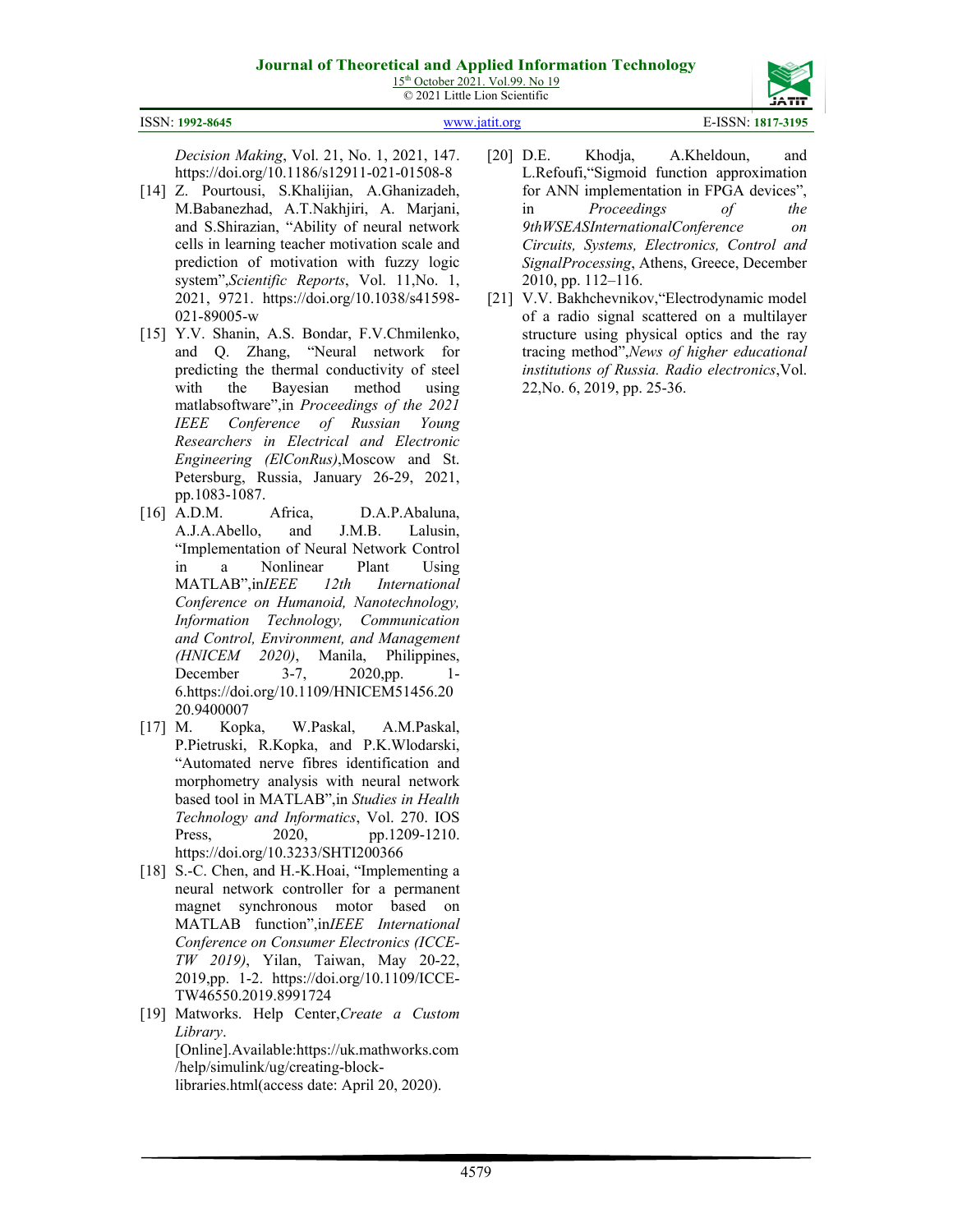*Decision Making*, Vol. 21, No. 1, 2021, 147. https://doi.org/10.1186/s12911-021-01508-8

[14] Z. Pourtousi, S.Khalijian, A.Ghanizadeh, M.Babanezhad, A.T.Nakhjiri, A. Marjani, and S.Shirazian, "Ability of neural network cells in learning teacher motivation scale and prediction of motivation with fuzzy logic system",*Scientific Reports*, Vol. 11,No. 1, 2021, 9721. https://doi.org/10.1038/s41598-021-89005-w

[15] Y.V. Shanin, A.S. Bondar, F.V.Chmilenko, and Q. Zhang, "Neural network for predicting the thermal conductivity of steel with the Bayesian method using matlabsoftware",in *Proceedings of the 2021 IEEE Conference of Russian Young Researchers in Electrical and Electronic Engineering (ElConRus)*,Moscow and St. Petersburg, Russia, January 26-29, 2021, pp.1083-1087.

[16] A.D.M. Africa, D.A.P.Abaluna, A.J.A.Abello, and J.M.B. Lalusin, "Implementation of Neural Network Control in a Nonlinear Plant Using MATLAB",in*IEEE 12th International Conference on Humanoid, Nanotechnology, Information Technology, Communication and Control, Environment, and Management (HNICEM 2020)*, Manila, Philippines, December 3-7, 2020,pp. 1-6.https://doi.org/10.1109/HNICEM51456.2020.9400007

[17] M. Kopka, W.Paskal, A.M.Paskal, P.Pietruski, R.Kopka, and P.K.Wlodarski, "Automated nerve fibres identification and morphometry analysis with neural network based tool in MATLAB",in *Studies in Health Technology and Informatics*, Vol. 270. IOS Press, 2020, pp.1209-1210. https://doi.org/10.3233/SHTI200366

[18] S.-C. Chen, and H.-K.Hoai, "Implementing a neural network controller for a permanent magnet synchronous motor based on MATLAB function",in*IEEE International Conference on Consumer Electronics (ICCE-TW 2019)*, Yilan, Taiwan, May 20-22, 2019,pp. 1-2. https://doi.org/10.1109/ICCE-TW46550.2019.8991724

[19] Matworks. Help Center,*Create a Custom Library*. [Online].Available:https://uk.mathworks.com/help/simulink/ug/creating-block-libraries.html(access date: April 20, 2020).

[20] D.E. Khodja, A.Kheldoun, and L.Refoufi,"Sigmoid function approximation for ANN implementation in FPGA devices", in *Proceedings of the 9thWSEASInternationalConference on Circuits, Systems, Electronics, Control and SignalProcessing*, Athens, Greece, December 2010, pp. 112–116.

[21] V.V. Bakhchevnikov,"Electrodynamic model of a radio signal scattered on a multilayer structure using physical optics and the ray tracing method",*News of higher educational institutions of Russia. Radio electronics*,Vol. 22,No. 6, 2019, pp. 25-36.